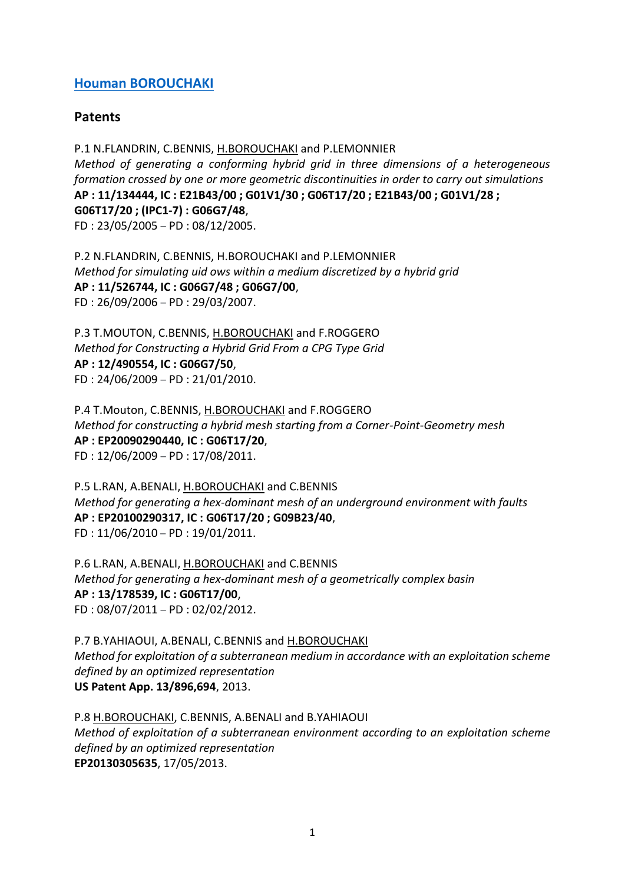## Houman BOROUCHAKI

### Patents

P.1 N.FLANDRIN, C.BENNIS, H.BOROUCHAKI and P.LEMONNIER
*Method of generating a conforming hybrid grid in three dimensions of a heterogeneous formation crossed by one or more geometric discontinuities in order to carry out simulations*
**AP : 11/134444, IC : E21B43/00 ; G01V1/30 ; G06T17/20 ; E21B43/00 ; G01V1/28 ; G06T17/20 ; (IPC1-7) : G06G7/48**,
FD : 23/05/2005 – PD : 08/12/2005.

P.2 N.FLANDRIN, C.BENNIS, H.BOROUCHAKI and P.LEMONNIER
*Method for simulating uid ows within a medium discretized by a hybrid grid*
**AP : 11/526744, IC : G06G7/48 ; G06G7/00**,
FD : 26/09/2006 – PD : 29/03/2007.

P.3 T.MOUTON, C.BENNIS, H.BOROUCHAKI and F.ROGGERO
*Method for Constructing a Hybrid Grid From a CPG Type Grid*
**AP : 12/490554, IC : G06G7/50**,
FD : 24/06/2009 – PD : 21/01/2010.

P.4 T.Mouton, C.BENNIS, H.BOROUCHAKI and F.ROGGERO
*Method for constructing a hybrid mesh starting from a Corner-Point-Geometry mesh*
**AP : EP20090290440, IC : G06T17/20**,
FD : 12/06/2009 – PD : 17/08/2011.

P.5 L.RAN, A.BENALI, H.BOROUCHAKI and C.BENNIS
*Method for generating a hex-dominant mesh of an underground environment with faults*
**AP : EP20100290317, IC : G06T17/20 ; G09B23/40**,
FD : 11/06/2010 – PD : 19/01/2011.

P.6 L.RAN, A.BENALI, H.BOROUCHAKI and C.BENNIS
*Method for generating a hex-dominant mesh of a geometrically complex basin*
**AP : 13/178539, IC : G06T17/00**,
FD : 08/07/2011 – PD : 02/02/2012.

P.7 B.YAHIAOUI, A.BENALI, C.BENNIS and H.BOROUCHAKI
*Method for exploitation of a subterranean medium in accordance with an exploitation scheme defined by an optimized representation*
**US Patent App. 13/896,694**, 2013.

P.8 H.BOROUCHAKI, C.BENNIS, A.BENALI and B.YAHIAOUI
*Method of exploitation of a subterranean environment according to an exploitation scheme defined by an optimized representation*
**EP20130305635**, 17/05/2013.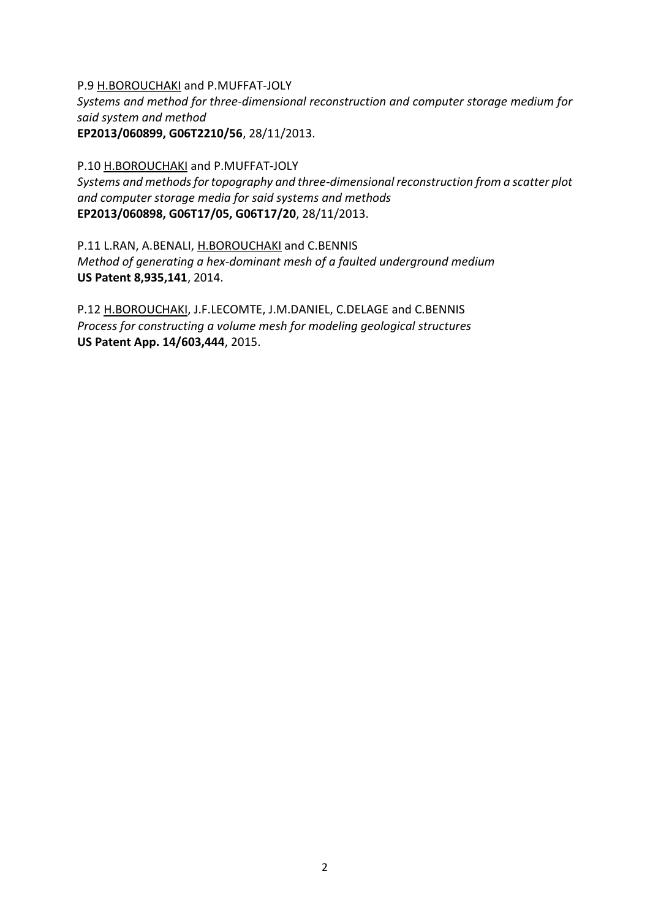P.9 H.BOROUCHAKI and P.MUFFAT-JOLY
*Systems and method for three-dimensional reconstruction and computer storage medium for said system and method*
**EP2013/060899, G06T2210/56**, 28/11/2013.

P.10 H.BOROUCHAKI and P.MUFFAT-JOLY
*Systems and methods for topography and three-dimensional reconstruction from a scatter plot and computer storage media for said systems and methods*
**EP2013/060898, G06T17/05, G06T17/20**, 28/11/2013.

P.11 L.RAN, A.BENALI, H.BOROUCHAKI and C.BENNIS
*Method of generating a hex-dominant mesh of a faulted underground medium*
**US Patent 8,935,141**, 2014.

P.12 H.BOROUCHAKI, J.F.LECOMTE, J.M.DANIEL, C.DELAGE and C.BENNIS
*Process for constructing a volume mesh for modeling geological structures*
**US Patent App. 14/603,444**, 2015.